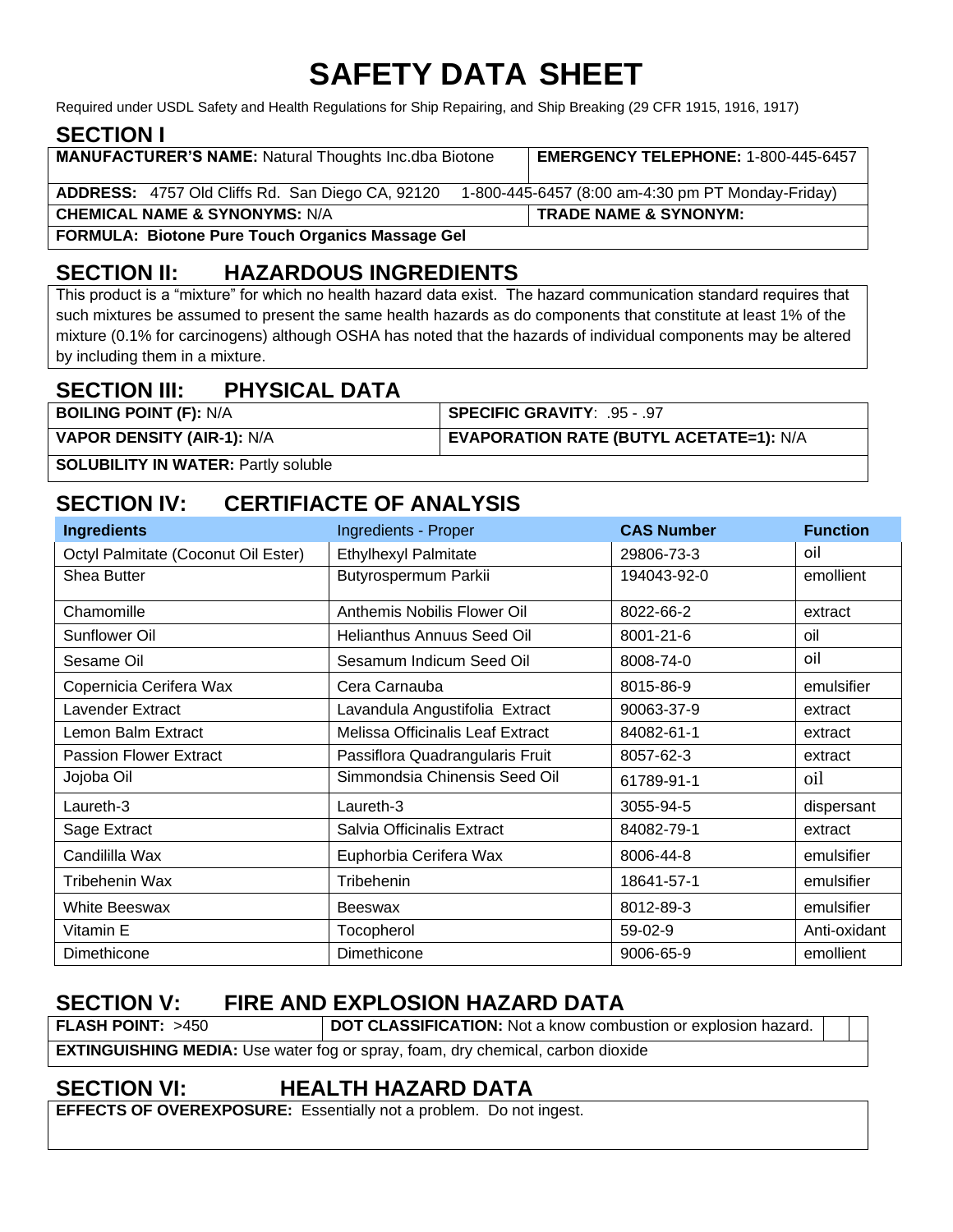# SAFETY DATA SHEET

Required under USDL Safety and Health Regulations for Ship Repairing, and Ship Breaking (29 CFR 1915, 1916, 1917)

## SECTION I

| **MANUFACTURER'S NAME:** Natural Thoughts Inc.dba Biotone | **EMERGENCY TELEPHONE:** 1-800-445-6457 |
|---|---|
| **ADDRESS:** 4757 Old Cliffs Rd. San Diego CA, 92120 | 1-800-445-6457 (8:00 am-4:30 pm PT Monday-Friday) |
| **CHEMICAL NAME & SYNONYMS:** N/A | **TRADE NAME & SYNONYM:** |
| **FORMULA: Biotone Pure Touch Organics Massage Gel** | |

## SECTION II: HAZARDOUS INGREDIENTS

This product is a "mixture" for which no health hazard data exist. The hazard communication standard requires that such mixtures be assumed to present the same health hazards as do components that constitute at least 1% of the mixture (0.1% for carcinogens) although OSHA has noted that the hazards of individual components may be altered by including them in a mixture.

## SECTION III: PHYSICAL DATA

| **BOILING POINT (F):** N/A | **SPECIFIC GRAVITY**: .95 - .97 |
|---|---|
| **VAPOR DENSITY (AIR-1):** N/A | **EVAPORATION RATE (BUTYL ACETATE=1):** N/A |
| **SOLUBILITY IN WATER:** Partly soluble | |

## SECTION IV: CERTIFIACTE OF ANALYSIS

| Ingredients | Ingredients - Proper | CAS Number | Function |
|---|---|---|---|
| Octyl Palmitate (Coconut Oil Ester) | Ethylhexyl Palmitate | 29806-73-3 | oil |
| Shea Butter | Butyrospermum Parkii | 194043-92-0 | emollient |
| Chamomille | Anthemis Nobilis Flower Oil | 8022-66-2 | extract |
| Sunflower Oil | Helianthus Annuus Seed Oil | 8001-21-6 | oil |
| Sesame Oil | Sesamum Indicum Seed Oil | 8008-74-0 | oil |
| Copernicia Cerifera Wax | Cera Carnauba | 8015-86-9 | emulsifier |
| Lavender Extract | Lavandula Angustifolia Extract | 90063-37-9 | extract |
| Lemon Balm Extract | Melissa Officinalis Leaf Extract | 84082-61-1 | extract |
| Passion Flower Extract | Passiflora Quadrangularis Fruit | 8057-62-3 | extract |
| Jojoba Oil | Simmondsia Chinensis Seed Oil | 61789-91-1 | oil |
| Laureth-3 | Laureth-3 | 3055-94-5 | dispersant |
| Sage Extract | Salvia Officinalis Extract | 84082-79-1 | extract |
| Candililla Wax | Euphorbia Cerifera Wax | 8006-44-8 | emulsifier |
| Tribehenin Wax | Tribehenin | 18641-57-1 | emulsifier |
| White Beeswax | Beeswax | 8012-89-3 | emulsifier |
| Vitamin E | Tocopherol | 59-02-9 | Anti-oxidant |
| Dimethicone | Dimethicone | 9006-65-9 | emollient |

## SECTION V: FIRE AND EXPLOSION HAZARD DATA

| **FLASH POINT:** >450 | **DOT CLASSIFICATION:** Not a know combustion or explosion hazard. |
|---|---|
| **EXTINGUISHING MEDIA:** Use water fog or spray, foam, dry chemical, carbon dioxide | |

## SECTION VI: HEALTH HAZARD DATA

**EFFECTS OF OVEREXPOSURE:** Essentially not a problem. Do not ingest.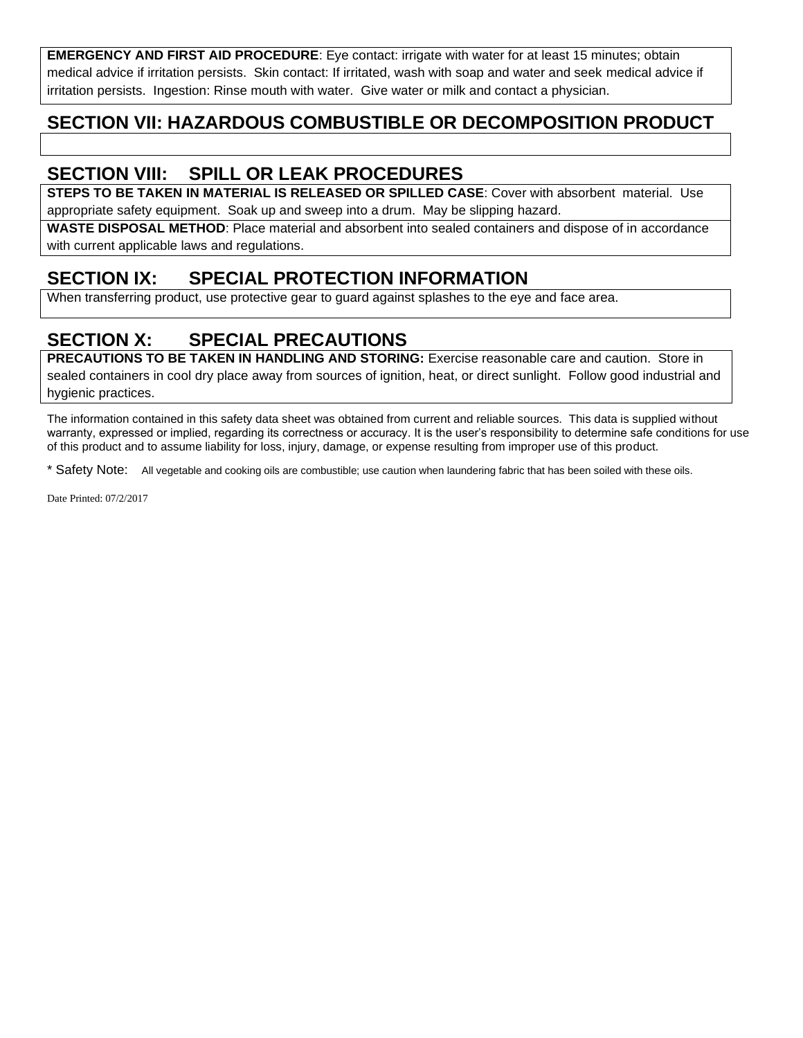**EMERGENCY AND FIRST AID PROCEDURE**: Eye contact: irrigate with water for at least 15 minutes; obtain medical advice if irritation persists. Skin contact: If irritated, wash with soap and water and seek medical advice if irritation persists. Ingestion: Rinse mouth with water. Give water or milk and contact a physician.

## SECTION VII: HAZARDOUS COMBUSTIBLE OR DECOMPOSITION PRODUCT

## SECTION VIII: SPILL OR LEAK PROCEDURES

**STEPS TO BE TAKEN IN MATERIAL IS RELEASED OR SPILLED CASE**: Cover with absorbent material. Use appropriate safety equipment. Soak up and sweep into a drum. May be slipping hazard.

**WASTE DISPOSAL METHOD**: Place material and absorbent into sealed containers and dispose of in accordance with current applicable laws and regulations.

## SECTION IX: SPECIAL PROTECTION INFORMATION

When transferring product, use protective gear to guard against splashes to the eye and face area.

## SECTION X: SPECIAL PRECAUTIONS

**PRECAUTIONS TO BE TAKEN IN HANDLING AND STORING:** Exercise reasonable care and caution. Store in sealed containers in cool dry place away from sources of ignition, heat, or direct sunlight. Follow good industrial and hygienic practices.

The information contained in this safety data sheet was obtained from current and reliable sources. This data is supplied without warranty, expressed or implied, regarding its correctness or accuracy. It is the user's responsibility to determine safe conditions for use of this product and to assume liability for loss, injury, damage, or expense resulting from improper use of this product.

* Safety Note: All vegetable and cooking oils are combustible; use caution when laundering fabric that has been soiled with these oils.

Date Printed: 07/2/2017